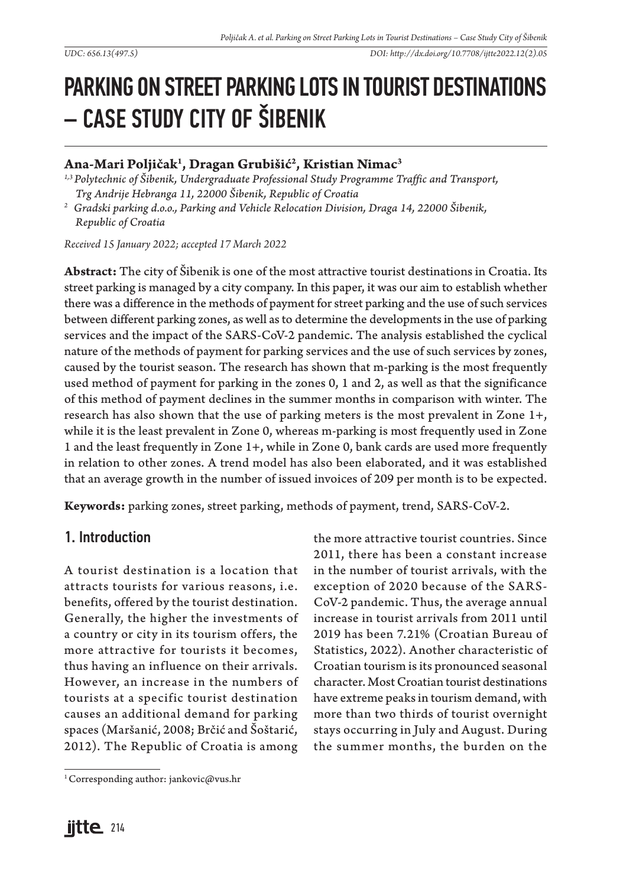UDC: 656.13(497.5)

DOI: http://dx.doi.org/10.7708/ijtte2022.12(2).05

# PARKING ON STREET PARKING LOTS IN TOURIST DESTINATIONS – CASE STUDY CITY OF ŠIBENIK

**Ana-Mari Poljičak[1], Dragan Grubišić[2], Kristian Nimac[3]**

*[1,3] Polytechnic of Šibenik, Undergraduate Professional Study Programme Traffic and Transport, Trg Andrije Hebranga 11, 22000 Šibenik, Republic of Croatia*

*[2] Gradski parking d.o.o., Parking and Vehicle Relocation Division, Draga 14, 22000 Šibenik, Republic of Croatia*

*Received 15 January 2022; accepted 17 March 2022*

**Abstract:** The city of Šibenik is one of the most attractive tourist destinations in Croatia. Its street parking is managed by a city company. In this paper, it was our aim to establish whether there was a difference in the methods of payment for street parking and the use of such services between different parking zones, as well as to determine the developments in the use of parking services and the impact of the SARS-CoV-2 pandemic. The analysis established the cyclical nature of the methods of payment for parking services and the use of such services by zones, caused by the tourist season. The research has shown that m-parking is the most frequently used method of payment for parking in the zones 0, 1 and 2, as well as that the significance of this method of payment declines in the summer months in comparison with winter. The research has also shown that the use of parking meters is the most prevalent in Zone 1+, while it is the least prevalent in Zone 0, whereas m-parking is most frequently used in Zone 1 and the least frequently in Zone 1+, while in Zone 0, bank cards are used more frequently in relation to other zones. A trend model has also been elaborated, and it was established that an average growth in the number of issued invoices of 209 per month is to be expected.

**Keywords:** parking zones, street parking, methods of payment, trend, SARS-CoV-2.

## 1. Introduction

A tourist destination is a location that attracts tourists for various reasons, i.e. benefits, offered by the tourist destination. Generally, the higher the investments of a country or city in its tourism offers, the more attractive for tourists it becomes, thus having an influence on their arrivals. However, an increase in the numbers of tourists at a specific tourist destination causes an additional demand for parking spaces (Maršanić, 2008; Brčić and Šoštarić, 2012). The Republic of Croatia is among the more attractive tourist countries. Since 2011, there has been a constant increase in the number of tourist arrivals, with the exception of 2020 because of the SARS-CoV-2 pandemic. Thus, the average annual increase in tourist arrivals from 2011 until 2019 has been 7.21% (Croatian Bureau of Statistics, 2022). Another characteristic of Croatian tourism is its pronounced seasonal character. Most Croatian tourist destinations have extreme peaks in tourism demand, with more than two thirds of tourist overnight stays occurring in July and August. During the summer months, the burden on the

[1] Corresponding author: jankovic@vus.hr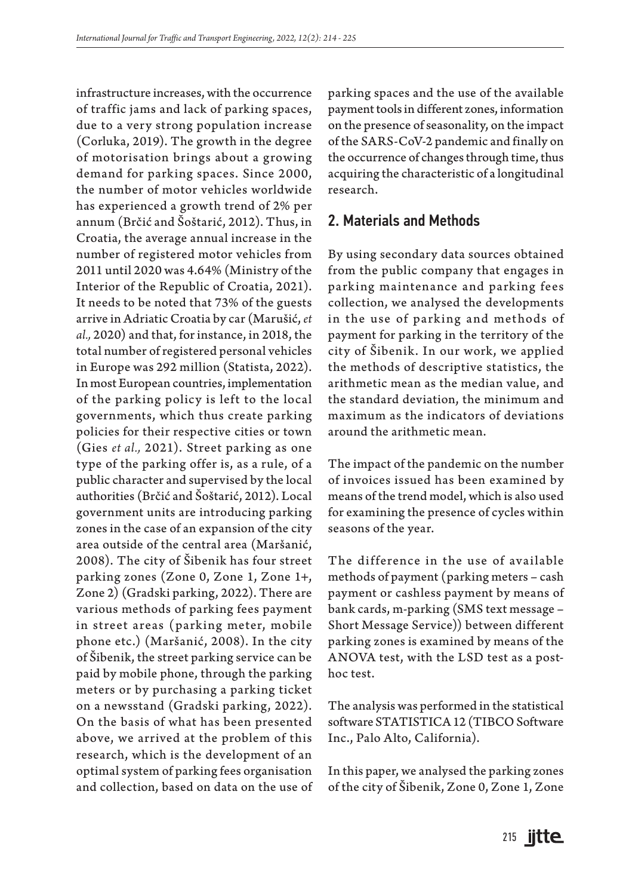infrastructure increases, with the occurrence of traffic jams and lack of parking spaces, due to a very strong population increase (Corluka, 2019). The growth in the degree of motorisation brings about a growing demand for parking spaces. Since 2000, the number of motor vehicles worldwide has experienced a growth trend of 2% per annum (Brčić and Šoštarić, 2012). Thus, in Croatia, the average annual increase in the number of registered motor vehicles from 2011 until 2020 was 4.64% (Ministry of the Interior of the Republic of Croatia, 2021). It needs to be noted that 73% of the guests arrive in Adriatic Croatia by car (Marušić, *et al.,* 2020) and that, for instance, in 2018, the total number of registered personal vehicles in Europe was 292 million (Statista, 2022). In most European countries, implementation of the parking policy is left to the local governments, which thus create parking policies for their respective cities or town (Gies *et al.,* 2021). Street parking as one type of the parking offer is, as a rule, of a public character and supervised by the local authorities (Brčić and Šoštarić, 2012). Local government units are introducing parking zones in the case of an expansion of the city area outside of the central area (Maršanić, 2008). The city of Šibenik has four street parking zones (Zone 0, Zone 1, Zone 1+, Zone 2) (Gradski parking, 2022). There are various methods of parking fees payment in street areas (parking meter, mobile phone etc.) (Maršanić, 2008). In the city of Šibenik, the street parking service can be paid by mobile phone, through the parking meters or by purchasing a parking ticket on a newsstand (Gradski parking, 2022). On the basis of what has been presented above, we arrived at the problem of this research, which is the development of an optimal system of parking fees organisation and collection, based on data on the use of parking spaces and the use of the available payment tools in different zones, information on the presence of seasonality, on the impact of the SARS-CoV-2 pandemic and finally on the occurrence of changes through time, thus acquiring the characteristic of a longitudinal research.

## 2. Materials and Methods

By using secondary data sources obtained from the public company that engages in parking maintenance and parking fees collection, we analysed the developments in the use of parking and methods of payment for parking in the territory of the city of Šibenik. In our work, we applied the methods of descriptive statistics, the arithmetic mean as the median value, and the standard deviation, the minimum and maximum as the indicators of deviations around the arithmetic mean.

The impact of the pandemic on the number of invoices issued has been examined by means of the trend model, which is also used for examining the presence of cycles within seasons of the year.

The difference in the use of available methods of payment (parking meters – cash payment or cashless payment by means of bank cards, m-parking (SMS text message – Short Message Service)) between different parking zones is examined by means of the ANOVA test, with the LSD test as a post-hoc test.

The analysis was performed in the statistical software STATISTICA 12 (TIBCO Software Inc., Palo Alto, California).

In this paper, we analysed the parking zones of the city of Šibenik, Zone 0, Zone 1, Zone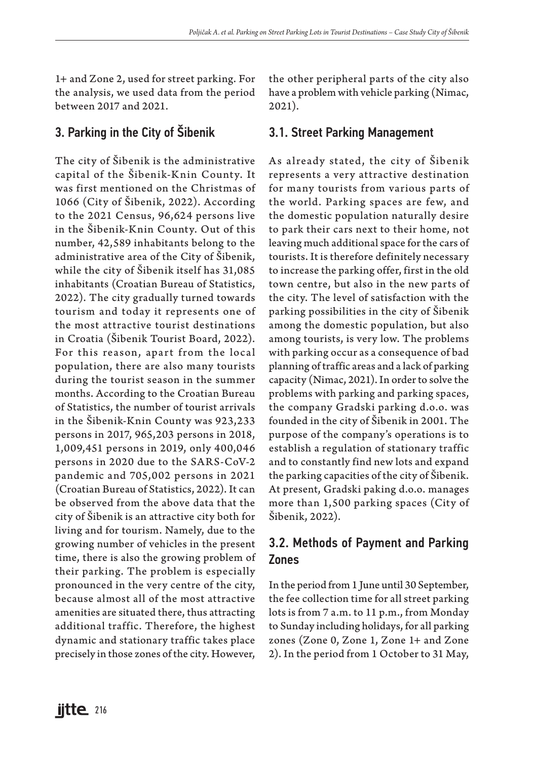1+ and Zone 2, used for street parking. For the analysis, we used data from the period between 2017 and 2021.

## 3. Parking in the City of Šibenik

The city of Šibenik is the administrative capital of the Šibenik-Knin County. It was first mentioned on the Christmas of 1066 (City of Šibenik, 2022). According to the 2021 Census, 96,624 persons live in the Šibenik-Knin County. Out of this number, 42,589 inhabitants belong to the administrative area of the City of Šibenik, while the city of Šibenik itself has 31,085 inhabitants (Croatian Bureau of Statistics, 2022). The city gradually turned towards tourism and today it represents one of the most attractive tourist destinations in Croatia (Šibenik Tourist Board, 2022). For this reason, apart from the local population, there are also many tourists during the tourist season in the summer months. According to the Croatian Bureau of Statistics, the number of tourist arrivals in the Šibenik-Knin County was 923,233 persons in 2017, 965,203 persons in 2018, 1,009,451 persons in 2019, only 400,046 persons in 2020 due to the SARS-CoV-2 pandemic and 705,002 persons in 2021 (Croatian Bureau of Statistics, 2022). It can be observed from the above data that the city of Šibenik is an attractive city both for living and for tourism. Namely, due to the growing number of vehicles in the present time, there is also the growing problem of their parking. The problem is especially pronounced in the very centre of the city, because almost all of the most attractive amenities are situated there, thus attracting additional traffic. Therefore, the highest dynamic and stationary traffic takes place precisely in those zones of the city. However, the other peripheral parts of the city also have a problem with vehicle parking (Nimac, 2021).

### 3.1. Street Parking Management

As already stated, the city of Šibenik represents a very attractive destination for many tourists from various parts of the world. Parking spaces are few, and the domestic population naturally desire to park their cars next to their home, not leaving much additional space for the cars of tourists. It is therefore definitely necessary to increase the parking offer, first in the old town centre, but also in the new parts of the city. The level of satisfaction with the parking possibilities in the city of Šibenik among the domestic population, but also among tourists, is very low. The problems with parking occur as a consequence of bad planning of traffic areas and a lack of parking capacity (Nimac, 2021). In order to solve the problems with parking and parking spaces, the company Gradski parking d.o.o. was founded in the city of Šibenik in 2001. The purpose of the company's operations is to establish a regulation of stationary traffic and to constantly find new lots and expand the parking capacities of the city of Šibenik. At present, Gradski paking d.o.o. manages more than 1,500 parking spaces (City of Šibenik, 2022).

### 3.2. Methods of Payment and Parking Zones

In the period from 1 June until 30 September, the fee collection time for all street parking lots is from 7 a.m. to 11 p.m., from Monday to Sunday including holidays, for all parking zones (Zone 0, Zone 1, Zone 1+ and Zone 2). In the period from 1 October to 31 May,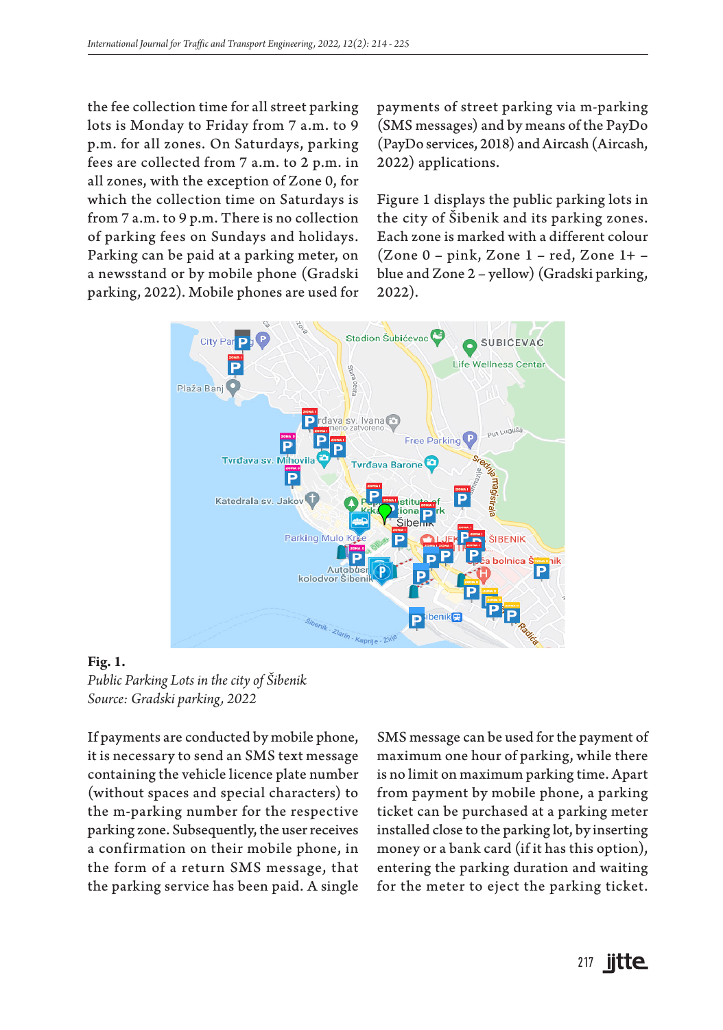the fee collection time for all street parking lots is Monday to Friday from 7 a.m. to 9 p.m. for all zones. On Saturdays, parking fees are collected from 7 a.m. to 2 p.m. in all zones, with the exception of Zone 0, for which the collection time on Saturdays is from 7 a.m. to 9 p.m. There is no collection of parking fees on Sundays and holidays. Parking can be paid at a parking meter, on a newsstand or by mobile phone (Gradski parking, 2022). Mobile phones are used for payments of street parking via m-parking (SMS messages) and by means of the PayDo (PayDo services, 2018) and Aircash (Aircash, 2022) applications.

Figure 1 displays the public parking lots in the city of Šibenik and its parking zones. Each zone is marked with a different colour (Zone 0 – pink, Zone 1 – red, Zone 1+ – blue and Zone 2 – yellow) (Gradski parking, 2022).

**Fig. 1.**
*Public Parking Lots in the city of Šibenik*
*Source: Gradski parking, 2022*

If payments are conducted by mobile phone, it is necessary to send an SMS text message containing the vehicle licence plate number (without spaces and special characters) to the m-parking number for the respective parking zone. Subsequently, the user receives a confirmation on their mobile phone, in the form of a return SMS message, that the parking service has been paid. A single SMS message can be used for the payment of maximum one hour of parking, while there is no limit on maximum parking time. Apart from payment by mobile phone, a parking ticket can be purchased at a parking meter installed close to the parking lot, by inserting money or a bank card (if it has this option), entering the parking duration and waiting for the meter to eject the parking ticket.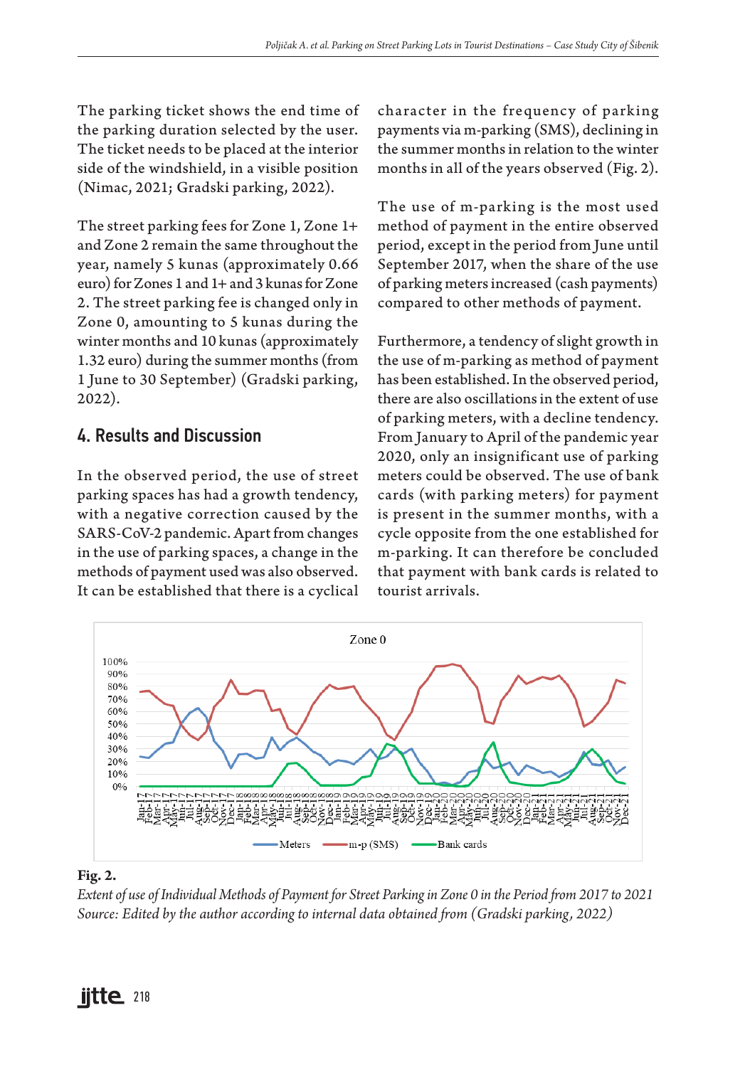The parking ticket shows the end time of the parking duration selected by the user. The ticket needs to be placed at the interior side of the windshield, in a visible position (Nimac, 2021; Gradski parking, 2022).

The street parking fees for Zone 1, Zone 1+ and Zone 2 remain the same throughout the year, namely 5 kunas (approximately 0.66 euro) for Zones 1 and 1+ and 3 kunas for Zone 2. The street parking fee is changed only in Zone 0, amounting to 5 kunas during the winter months and 10 kunas (approximately 1.32 euro) during the summer months (from 1 June to 30 September) (Gradski parking, 2022).

## 4. Results and Discussion

In the observed period, the use of street parking spaces has had a growth tendency, with a negative correction caused by the SARS-CoV-2 pandemic. Apart from changes in the use of parking spaces, a change in the methods of payment used was also observed. It can be established that there is a cyclical character in the frequency of parking payments via m-parking (SMS), declining in the summer months in relation to the winter months in all of the years observed (Fig. 2).

The use of m-parking is the most used method of payment in the entire observed period, except in the period from June until September 2017, when the share of the use of parking meters increased (cash payments) compared to other methods of payment.

Furthermore, a tendency of slight growth in the use of m-parking as method of payment has been established. In the observed period, there are also oscillations in the extent of use of parking meters, with a decline tendency. From January to April of the pandemic year 2020, only an insignificant use of parking meters could be observed. The use of bank cards (with parking meters) for payment is present in the summer months, with a cycle opposite from the one established for m-parking. It can therefore be concluded that payment with bank cards is related to tourist arrivals.

**Fig. 2.**

*Extent of use of Individual Methods of Payment for Street Parking in Zone 0 in the Period from 2017 to 2021*
*Source: Edited by the author according to internal data obtained from (Gradski parking, 2022)*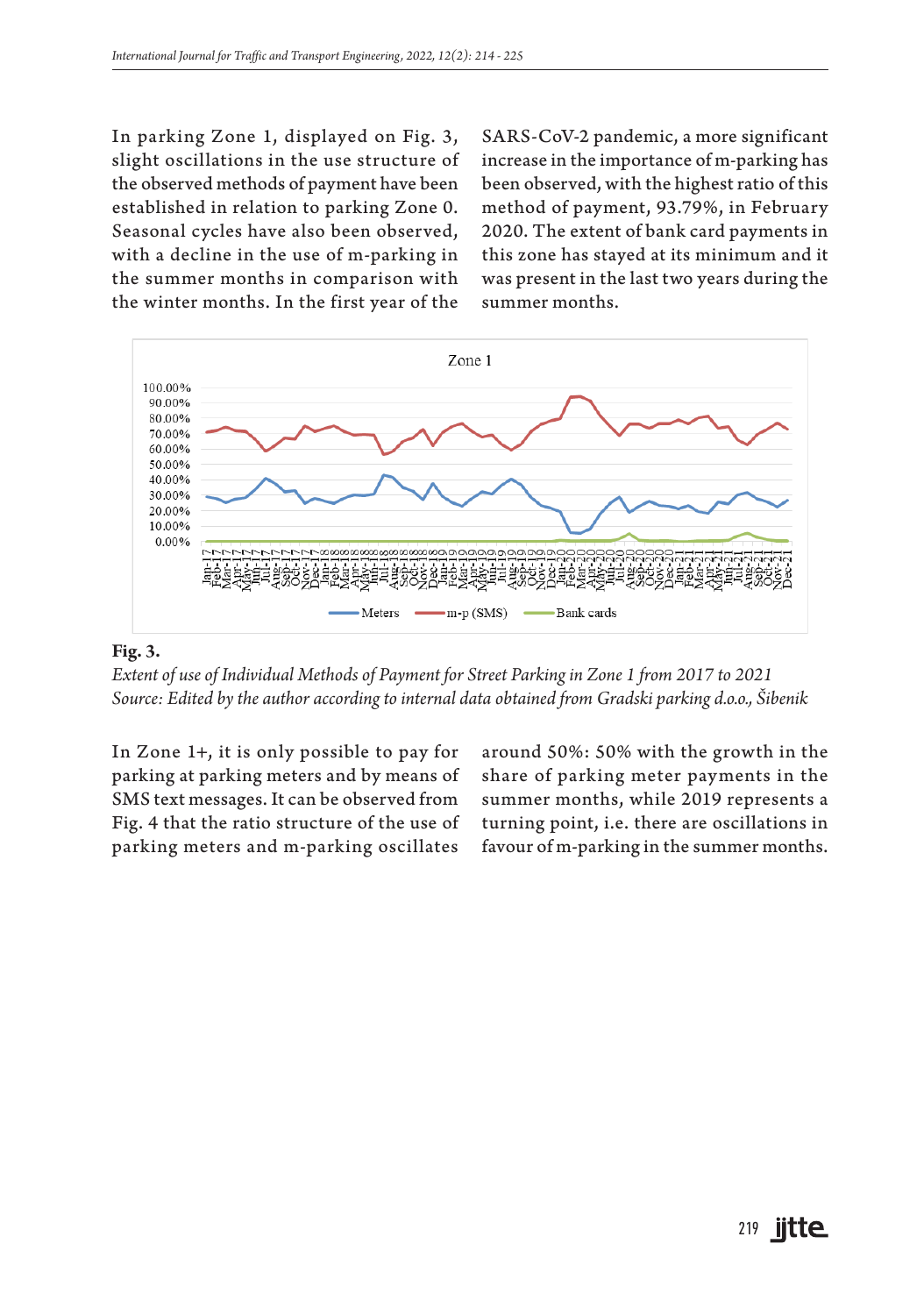In parking Zone 1, displayed on Fig. 3, slight oscillations in the use structure of the observed methods of payment have been established in relation to parking Zone 0. Seasonal cycles have also been observed, with a decline in the use of m-parking in the summer months in comparison with the winter months. In the first year of the SARS-CoV-2 pandemic, a more significant increase in the importance of m-parking has been observed, with the highest ratio of this method of payment, 93.79%, in February 2020. The extent of bank card payments in this zone has stayed at its minimum and it was present in the last two years during the summer months.

**Fig. 3.**

*Extent of use of Individual Methods of Payment for Street Parking in Zone 1 from 2017 to 2021*
*Source: Edited by the author according to internal data obtained from Gradski parking d.o.o., Šibenik*

In Zone 1+, it is only possible to pay for parking at parking meters and by means of SMS text messages. It can be observed from Fig. 4 that the ratio structure of the use of parking meters and m-parking oscillates around 50%: 50% with the growth in the share of parking meter payments in the summer months, while 2019 represents a turning point, i.e. there are oscillations in favour of m-parking in the summer months.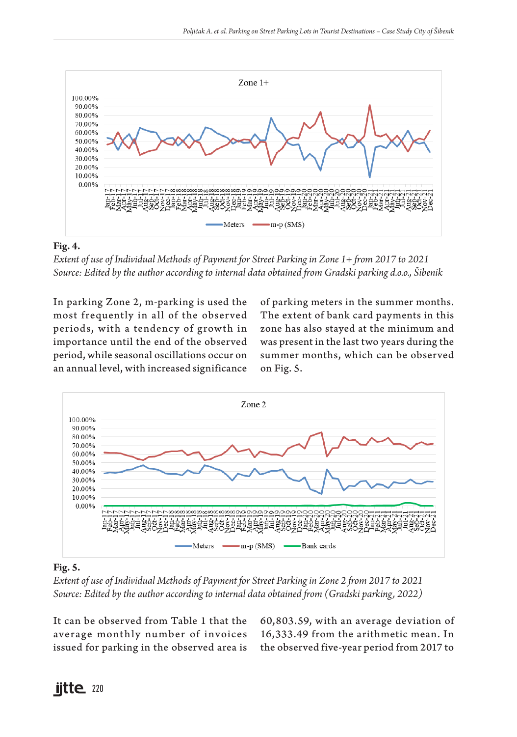**Fig. 4.**

*Extent of use of Individual Methods of Payment for Street Parking in Zone 1+ from 2017 to 2021*
*Source: Edited by the author according to internal data obtained from Gradski parking d.o.o., Šibenik*

In parking Zone 2, m-parking is used the most frequently in all of the observed periods, with a tendency of growth in importance until the end of the observed period, while seasonal oscillations occur on an annual level, with increased significance of parking meters in the summer months. The extent of bank card payments in this zone has also stayed at the minimum and was present in the last two years during the summer months, which can be observed on Fig. 5.

**Fig. 5.**

*Extent of use of Individual Methods of Payment for Street Parking in Zone 2 from 2017 to 2021*
*Source: Edited by the author according to internal data obtained from (Gradski parking, 2022)*

It can be observed from Table 1 that the average monthly number of invoices issued for parking in the observed area is 60,803.59, with an average deviation of 16,333.49 from the arithmetic mean. In the observed five-year period from 2017 to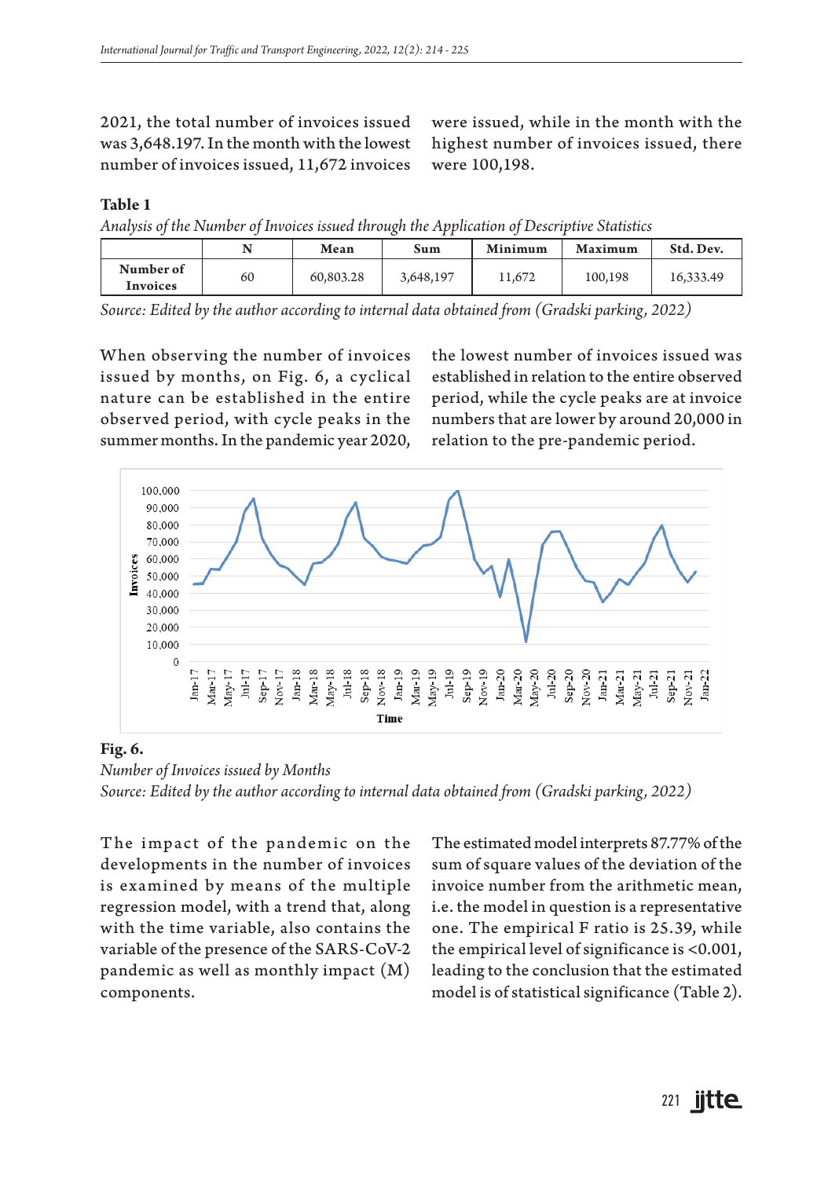2021, the total number of invoices issued was 3,648.197. In the month with the lowest number of invoices issued, 11,672 invoices were issued, while in the month with the highest number of invoices issued, there were 100,198.

**Table 1**

*Analysis of the Number of Invoices issued through the Application of Descriptive Statistics*

| | N | Mean | Sum | Minimum | Maximum | Std. Dev. |
|---|---|---|---|---|---|---|
| **Number of Invoices** | 60 | 60,803.28 | 3,648,197 | 11,672 | 100,198 | 16,333.49 |

*Source: Edited by the author according to internal data obtained from (Gradski parking, 2022)*

When observing the number of invoices issued by months, on Fig. 6, a cyclical nature can be established in the entire observed period, with cycle peaks in the summer months. In the pandemic year 2020, the lowest number of invoices issued was established in relation to the entire observed period, while the cycle peaks are at invoice numbers that are lower by around 20,000 in relation to the pre-pandemic period.

**Fig. 6.**

*Number of Invoices issued by Months*

*Source: Edited by the author according to internal data obtained from (Gradski parking, 2022)*

The impact of the pandemic on the developments in the number of invoices is examined by means of the multiple regression model, with a trend that, along with the time variable, also contains the variable of the presence of the SARS-CoV-2 pandemic as well as monthly impact (M) components.

The estimated model interprets 87.77% of the sum of square values of the deviation of the invoice number from the arithmetic mean, i.e. the model in question is a representative one. The empirical F ratio is 25.39, while the empirical level of significance is <0.001, leading to the conclusion that the estimated model is of statistical significance (Table 2).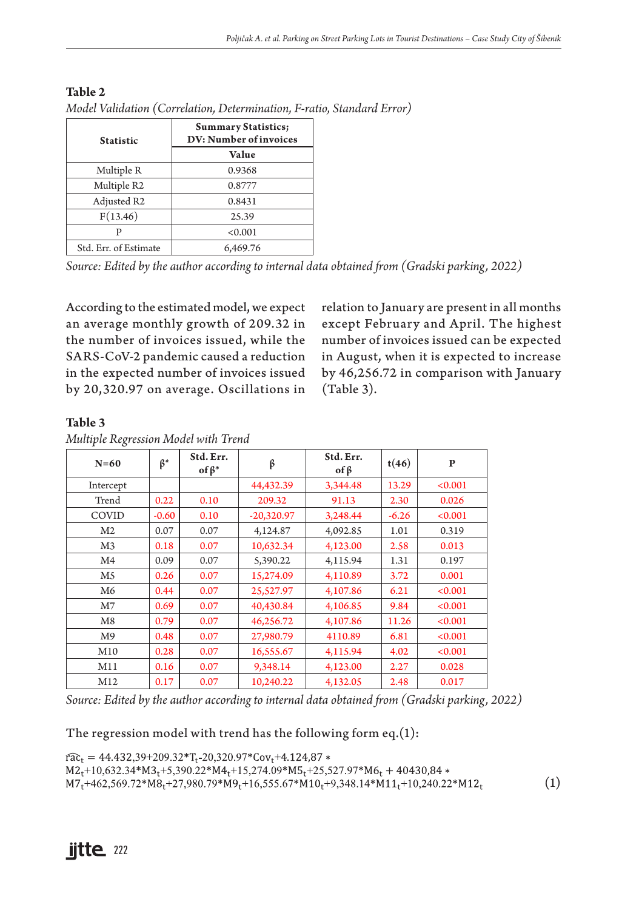**Table 2**

*Model Validation (Correlation, Determination, F-ratio, Standard Error)*

| Statistic | Summary Statistics; DV: Number of invoices |
|---|---|
| | Value |
| Multiple R | 0.9368 |
| Multiple R2 | 0.8777 |
| Adjusted R2 | 0.8431 |
| F(13.46) | 25.39 |
| P | <0.001 |
| Std. Err. of Estimate | 6,469.76 |

*Source: Edited by the author according to internal data obtained from (Gradski parking, 2022)*

According to the estimated model, we expect an average monthly growth of 209.32 in the number of invoices issued, while the SARS-CoV-2 pandemic caused a reduction in the expected number of invoices issued by 20,320.97 on average. Oscillations in relation to January are present in all months except February and April. The highest number of invoices issued can be expected in August, when it is expected to increase by 46,256.72 in comparison with January (Table 3).

**Table 3**

*Multiple Regression Model with Trend*

| N=60 | β* | Std. Err. of β* | β | Std. Err. of β | t(46) | P |
|---|---|---|---|---|---|---|
| Intercept | | | 44,432.39 | 3,344.48 | 13.29 | <0.001 |
| Trend | 0.22 | 0.10 | 209.32 | 91.13 | 2.30 | 0.026 |
| COVID | -0.60 | 0.10 | -20,320.97 | 3,248.44 | -6.26 | <0.001 |
| M2 | 0.07 | 0.07 | 4,124.87 | 4,092.85 | 1.01 | 0.319 |
| M3 | 0.18 | 0.07 | 10,632.34 | 4,123.00 | 2.58 | 0.013 |
| M4 | 0.09 | 0.07 | 5,390.22 | 4,115.94 | 1.31 | 0.197 |
| M5 | 0.26 | 0.07 | 15,274.09 | 4,110.89 | 3.72 | 0.001 |
| M6 | 0.44 | 0.07 | 25,527.97 | 4,107.86 | 6.21 | <0.001 |
| M7 | 0.69 | 0.07 | 40,430.84 | 4,106.85 | 9.84 | <0.001 |
| M8 | 0.79 | 0.07 | 46,256.72 | 4,107.86 | 11.26 | <0.001 |
| M9 | 0.48 | 0.07 | 27,980.79 | 4110.89 | 6.81 | <0.001 |
| M10 | 0.28 | 0.07 | 16,555.67 | 4,115.94 | 4.02 | <0.001 |
| M11 | 0.16 | 0.07 | 9,348.14 | 4,123.00 | 2.27 | 0.028 |
| M12 | 0.17 | 0.07 | 10,240.22 | 4,132.05 | 2.48 | 0.017 |

*Source: Edited by the author according to internal data obtained from (Gradski parking, 2022)*

The regression model with trend has the following form eq.(1):

$$\widehat{rac}_t = 44.432{,}39 + 209.32 * T_t - 20{,}320.97 * Cov_t + 4.124{,}87 * M2_t + 10{,}632.34 * M3_t + 5{,}390.22 * M4_t + 15{,}274.09 * M5_t + 25{,}527.97 * M6_t + 40430{,}84 * M7_t + 462{,}569.72 * M8_t + 27{,}980.79 * M9_t + 16{,}555.67 * M10_t + 9{,}348.14 * M11_t + 10{,}240.22 * M12_t \quad (1)$$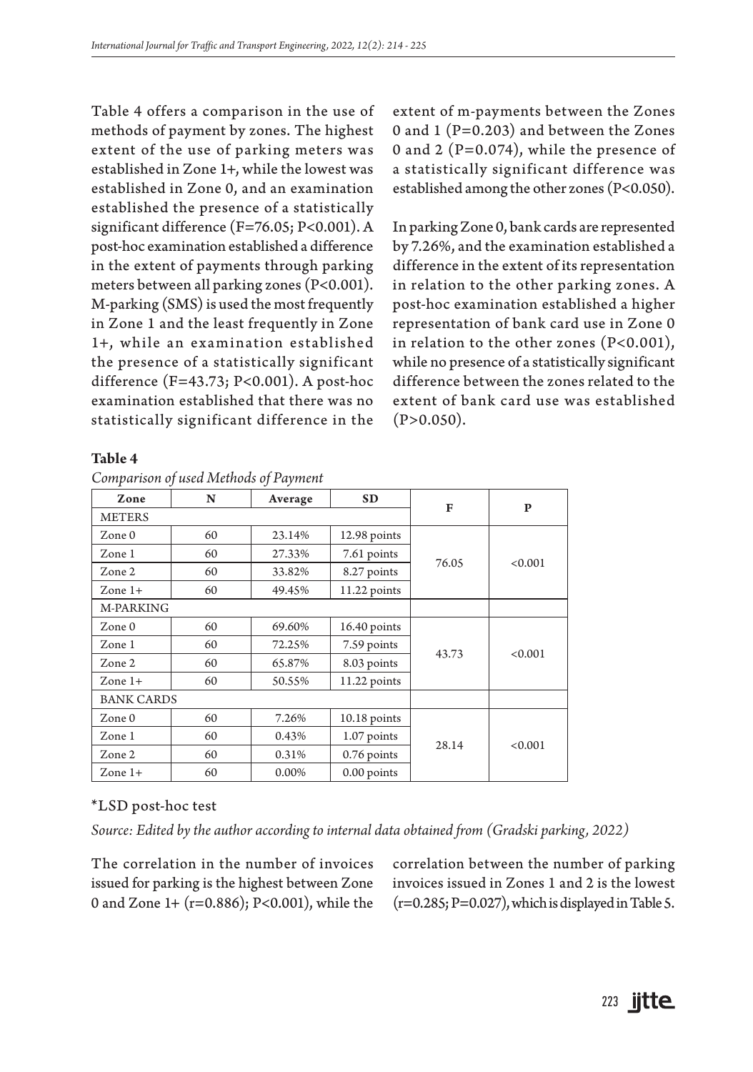Table 4 offers a comparison in the use of methods of payment by zones. The highest extent of the use of parking meters was established in Zone 1+, while the lowest was established in Zone 0, and an examination established the presence of a statistically significant difference ($F=76.05$; $P<0.001$). A post-hoc examination established a difference in the extent of payments through parking meters between all parking zones ($P<0.001$). M-parking (SMS) is used the most frequently in Zone 1 and the least frequently in Zone 1+, while an examination established the presence of a statistically significant difference ($F=43.73$; $P<0.001$). A post-hoc examination established that there was no statistically significant difference in the extent of m-payments between the Zones 0 and 1 ($P=0.203$) and between the Zones 0 and 2 ($P=0.074$), while the presence of a statistically significant difference was established among the other zones ($P<0.050$).

In parking Zone 0, bank cards are represented by 7.26%, and the examination established a difference in the extent of its representation in relation to the other parking zones. A post-hoc examination established a higher representation of bank card use in Zone 0 in relation to the other zones ($P<0.001$), while no presence of a statistically significant difference between the zones related to the extent of bank card use was established ($P>0.050$).

**Table 4**

*Comparison of used Methods of Payment*

| Zone | N | Average | SD | F | P |
|---|---|---|---|---|---|
| METERS | | | | | |
| Zone 0 | 60 | 23.14% | 12.98 points | 76.05 | <0.001 |
| Zone 1 | 60 | 27.33% | 7.61 points | | |
| Zone 2 | 60 | 33.82% | 8.27 points | | |
| Zone 1+ | 60 | 49.45% | 11.22 points | | |
| M-PARKING | | | | | |
| Zone 0 | 60 | 69.60% | 16.40 points | 43.73 | <0.001 |
| Zone 1 | 60 | 72.25% | 7.59 points | | |
| Zone 2 | 60 | 65.87% | 8.03 points | | |
| Zone 1+ | 60 | 50.55% | 11.22 points | | |
| BANK CARDS | | | | | |
| Zone 0 | 60 | 7.26% | 10.18 points | 28.14 | <0.001 |
| Zone 1 | 60 | 0.43% | 1.07 points | | |
| Zone 2 | 60 | 0.31% | 0.76 points | | |
| Zone 1+ | 60 | 0.00% | 0.00 points | | |

*LSD post-hoc test

*Source: Edited by the author according to internal data obtained from (Gradski parking, 2022)*

The correlation in the number of invoices issued for parking is the highest between Zone 0 and Zone 1+ ($r=0.886$); $P<0.001$), while the correlation between the number of parking invoices issued in Zones 1 and 2 is the lowest ($r=0.285$; $P=0.027$), which is displayed in Table 5.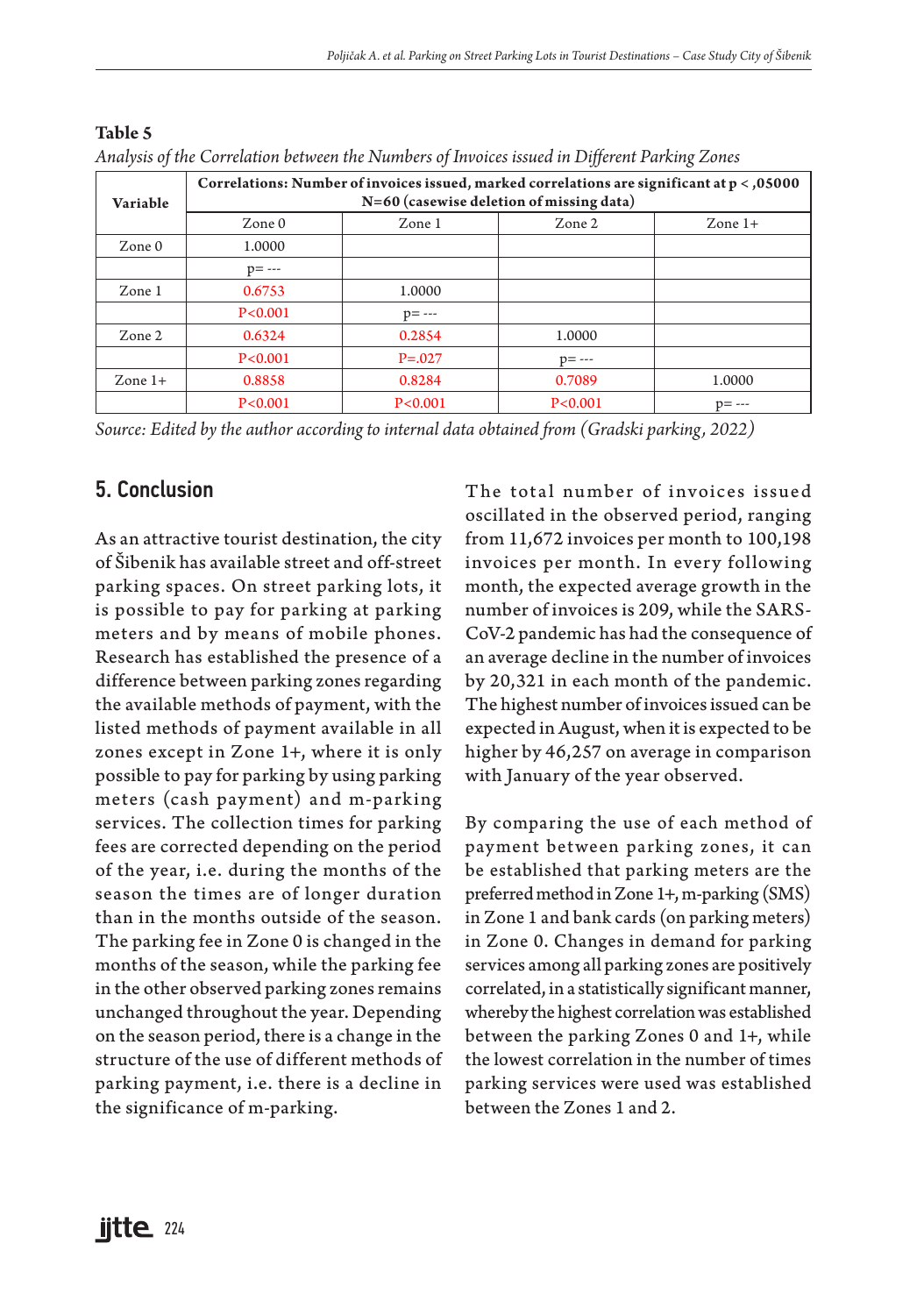**Table 5**

*Analysis of the Correlation between the Numbers of Invoices issued in Different Parking Zones*

| Variable | Correlations: Number of invoices issued, marked correlations are significant at p < ,05000 N=60 (casewise deletion of missing data) | | | |
|---|---|---|---|---|
| | Zone 0 | Zone 1 | Zone 2 | Zone 1+ |
| Zone 0 | 1.0000 | | | |
| | p= --- | | | |
| Zone 1 | 0.6753 | 1.0000 | | |
| | P<0.001 | p= --- | | |
| Zone 2 | 0.6324 | 0.2854 | 1.0000 | |
| | P<0.001 | P=.027 | p= --- | |
| Zone 1+ | 0.8858 | 0.8284 | 0.7089 | 1.0000 |
| | P<0.001 | P<0.001 | P<0.001 | p= --- |

*Source: Edited by the author according to internal data obtained from (Gradski parking, 2022)*

## 5. Conclusion

As an attractive tourist destination, the city of Šibenik has available street and off-street parking spaces. On street parking lots, it is possible to pay for parking at parking meters and by means of mobile phones. Research has established the presence of a difference between parking zones regarding the available methods of payment, with the listed methods of payment available in all zones except in Zone 1+, where it is only possible to pay for parking by using parking meters (cash payment) and m-parking services. The collection times for parking fees are corrected depending on the period of the year, i.e. during the months of the season the times are of longer duration than in the months outside of the season. The parking fee in Zone 0 is changed in the months of the season, while the parking fee in the other observed parking zones remains unchanged throughout the year. Depending on the season period, there is a change in the structure of the use of different methods of parking payment, i.e. there is a decline in the significance of m-parking.

The total number of invoices issued oscillated in the observed period, ranging from 11,672 invoices per month to 100,198 invoices per month. In every following month, the expected average growth in the number of invoices is 209, while the SARS-CoV-2 pandemic has had the consequence of an average decline in the number of invoices by 20,321 in each month of the pandemic. The highest number of invoices issued can be expected in August, when it is expected to be higher by 46,257 on average in comparison with January of the year observed.

By comparing the use of each method of payment between parking zones, it can be established that parking meters are the preferred method in Zone 1+, m-parking (SMS) in Zone 1 and bank cards (on parking meters) in Zone 0. Changes in demand for parking services among all parking zones are positively correlated, in a statistically significant manner, whereby the highest correlation was established between the parking Zones 0 and 1+, while the lowest correlation in the number of times parking services were used was established between the Zones 1 and 2.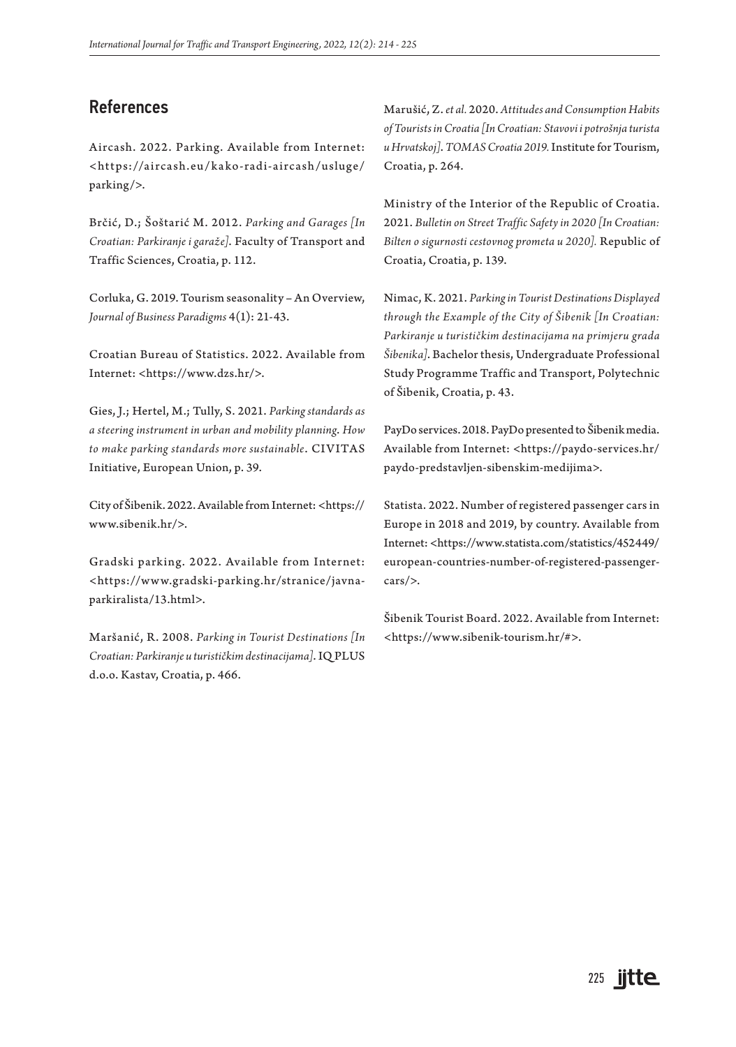## References

Aircash. 2022. Parking. Available from Internet: <https://aircash.eu/kako-radi-aircash/usluge/parking/>.

Brčić, D.; Šoštarić M. 2012. *Parking and Garages [In Croatian: Parkiranje i garaže]*. Faculty of Transport and Traffic Sciences, Croatia, p. 112.

Corluka, G. 2019. Tourism seasonality – An Overview, *Journal of Business Paradigms* 4(1): 21-43.

Croatian Bureau of Statistics. 2022. Available from Internet: <https://www.dzs.hr/>.

Gies, J.; Hertel, M.; Tully, S. 2021. *Parking standards as a steering instrument in urban and mobility planning. How to make parking standards more sustainable*. CIVITAS Initiative, European Union, p. 39.

City of Šibenik. 2022. Available from Internet: <https://www.sibenik.hr/>.

Gradski parking. 2022. Available from Internet: <https://www.gradski-parking.hr/stranice/javna-parkiralista/13.html>.

Maršanić, R. 2008. *Parking in Tourist Destinations [In Croatian: Parkiranje u turističkim destinacijama]*. IQ PLUS d.o.o. Kastav, Croatia, p. 466.

Marušić, Z. *et al.* 2020. *Attitudes and Consumption Habits of Tourists in Croatia [In Croatian: Stavovi i potrošnja turista u Hrvatskoj]*. *TOMAS Croatia 2019.* Institute for Tourism, Croatia, p. 264.

Ministry of the Interior of the Republic of Croatia. 2021. *Bulletin on Street Traffic Safety in 2020 [In Croatian: Bilten o sigurnosti cestovnog prometa u 2020].* Republic of Croatia, Croatia, p. 139.

Nimac, K. 2021. *Parking in Tourist Destinations Displayed through the Example of the City of Šibenik [In Croatian: Parkiranje u turističkim destinacijama na primjeru grada Šibenika]*. Bachelor thesis, Undergraduate Professional Study Programme Traffic and Transport, Polytechnic of Šibenik, Croatia, p. 43.

PayDo services. 2018. PayDo presented to Šibenik media. Available from Internet: <https://paydo-services.hr/paydo-predstavljen-sibenskim-medijima>.

Statista. 2022. Number of registered passenger cars in Europe in 2018 and 2019, by country. Available from Internet: <https://www.statista.com/statistics/452449/european-countries-number-of-registered-passenger-cars/>.

Šibenik Tourist Board. 2022. Available from Internet: <https://www.sibenik-tourism.hr/#>.